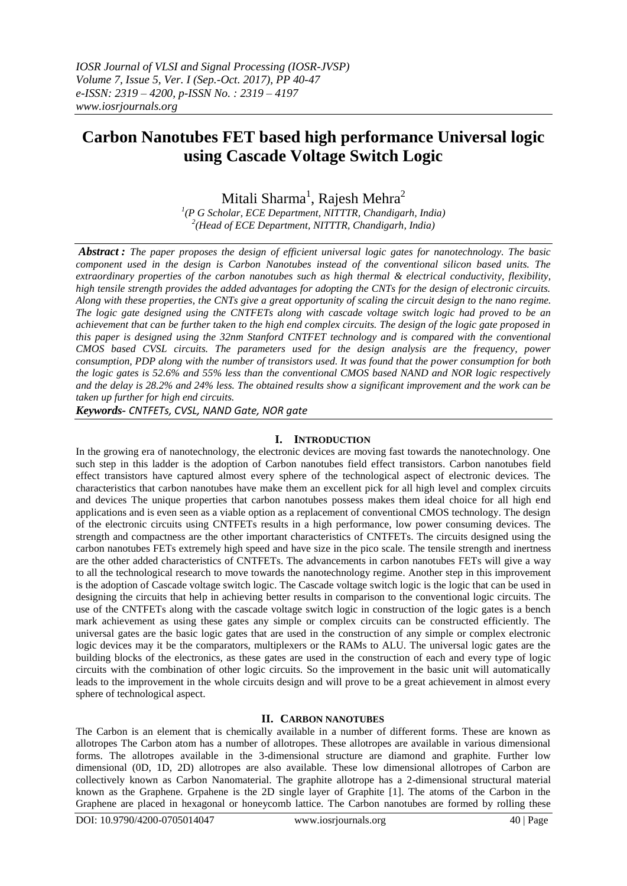# Carbon Nanotubes FET based high performance Universal logic using Cascade Voltage Switch Logic

Mitali Sharma[1], Rajesh Mehra[2]

[1](P G Scholar, ECE Department, NITTTR, Chandigarh, India)
[2](Head of ECE Department, NITTTR, Chandigarh, India)

***Abstract :*** *The paper proposes the design of efficient universal logic gates for nanotechnology. The basic component used in the design is Carbon Nanotubes instead of the conventional silicon based units. The extraordinary properties of the carbon nanotubes such as high thermal & electrical conductivity, flexibility, high tensile strength provides the added advantages for adopting the CNTs for the design of electronic circuits. Along with these properties, the CNTs give a great opportunity of scaling the circuit design to the nano regime. The logic gate designed using the CNTFETs along with cascade voltage switch logic had proved to be an achievement that can be further taken to the high end complex circuits. The design of the logic gate proposed in this paper is designed using the 32nm Stanford CNTFET technology and is compared with the conventional CMOS based CVSL circuits. The parameters used for the design analysis are the frequency, power consumption, PDP along with the number of transistors used. It was found that the power consumption for both the logic gates is 52.6% and 55% less than the conventional CMOS based NAND and NOR logic respectively and the delay is 28.2% and 24% less. The obtained results show a significant improvement and the work can be taken up further for high end circuits.*

***Keywords-*** *CNTFETs, CVSL, NAND Gate, NOR gate*

## I. INTRODUCTION

In the growing era of nanotechnology, the electronic devices are moving fast towards the nanotechnology. One such step in this ladder is the adoption of Carbon nanotubes field effect transistors. Carbon nanotubes field effect transistors have captured almost every sphere of the technological aspect of electronic devices. The characteristics that carbon nanotubes have make them an excellent pick for all high level and complex circuits and devices The unique properties that carbon nanotubes possess makes them ideal choice for all high end applications and is even seen as a viable option as a replacement of conventional CMOS technology. The design of the electronic circuits using CNTFETs results in a high performance, low power consuming devices. The strength and compactness are the other important characteristics of CNTFETs. The circuits designed using the carbon nanotubes FETs extremely high speed and have size in the pico scale. The tensile strength and inertness are the other added characteristics of CNTFETs. The advancements in carbon nanotubes FETs will give a way to all the technological research to move towards the nanotechnology regime. Another step in this improvement is the adoption of Cascade voltage switch logic. The Cascade voltage switch logic is the logic that can be used in designing the circuits that help in achieving better results in comparison to the conventional logic circuits. The use of the CNTFETs along with the cascade voltage switch logic in construction of the logic gates is a bench mark achievement as using these gates any simple or complex circuits can be constructed efficiently. The universal gates are the basic logic gates that are used in the construction of any simple or complex electronic logic devices may it be the comparators, multiplexers or the RAMs to ALU. The universal logic gates are the building blocks of the electronics, as these gates are used in the construction of each and every type of logic circuits with the combination of other logic circuits. So the improvement in the basic unit will automatically leads to the improvement in the whole circuits design and will prove to be a great achievement in almost every sphere of technological aspect.

## II. CARBON NANOTUBES

The Carbon is an element that is chemically available in a number of different forms. These are known as allotropes The Carbon atom has a number of allotropes. These allotropes are available in various dimensional forms. The allotropes available in the 3-dimensional structure are diamond and graphite. Further low dimensional (0D, 1D, 2D) allotropes are also available. These low dimensional allotropes of Carbon are collectively known as Carbon Nanomaterial. The graphite allotrope has a 2-dimensional structural material known as the Graphene. Grpahene is the 2D single layer of Graphite [1]. The atoms of the Carbon in the Graphene are placed in hexagonal or honeycomb lattice. The Carbon nanotubes are formed by rolling these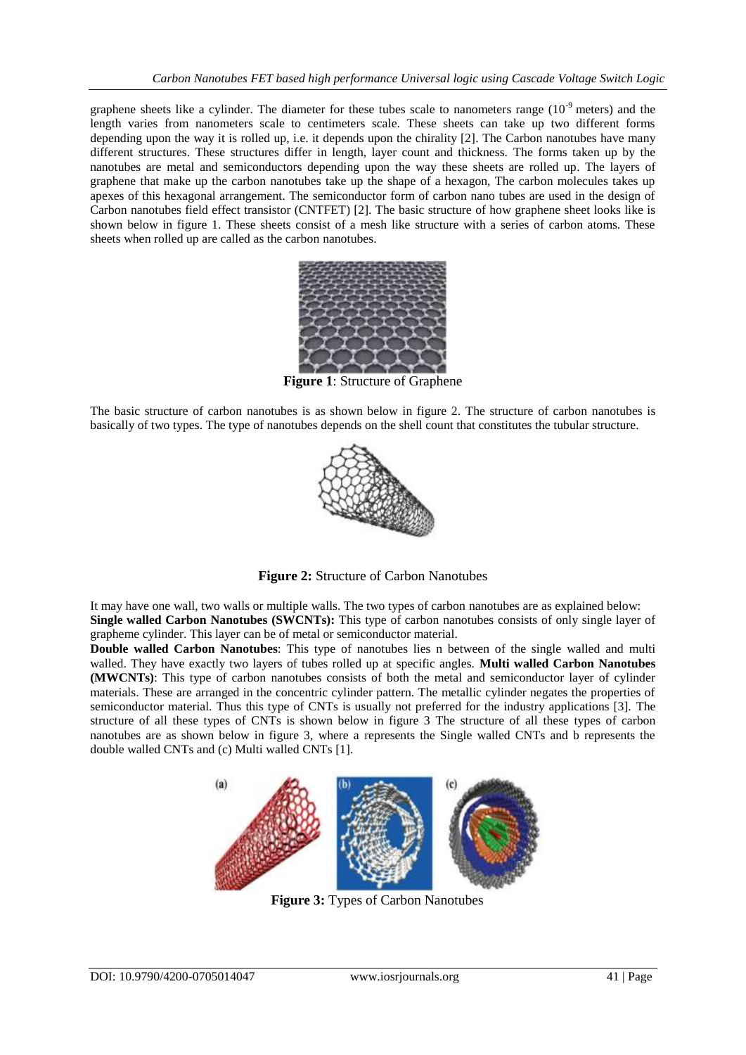graphene sheets like a cylinder. The diameter for these tubes scale to nanometers range ($10^{-9}$ meters) and the length varies from nanometers scale to centimeters scale. These sheets can take up two different forms depending upon the way it is rolled up, i.e. it depends upon the chirality [2]. The Carbon nanotubes have many different structures. These structures differ in length, layer count and thickness. The forms taken up by the nanotubes are metal and semiconductors depending upon the way these sheets are rolled up. The layers of graphene that make up the carbon nanotubes take up the shape of a hexagon, The carbon molecules takes up apexes of this hexagonal arrangement. The semiconductor form of carbon nano tubes are used in the design of Carbon nanotubes field effect transistor (CNTFET) [2]. The basic structure of how graphene sheet looks like is shown below in figure 1. These sheets consist of a mesh like structure with a series of carbon atoms. These sheets when rolled up are called as the carbon nanotubes.

**Figure 1**: Structure of Graphene

The basic structure of carbon nanotubes is as shown below in figure 2. The structure of carbon nanotubes is basically of two types. The type of nanotubes depends on the shell count that constitutes the tubular structure.

**Figure 2:** Structure of Carbon Nanotubes

It may have one wall, two walls or multiple walls. The two types of carbon nanotubes are as explained below:

**Single walled Carbon Nanotubes (SWCNTs):** This type of carbon nanotubes consists of only single layer of grapheme cylinder. This layer can be of metal or semiconductor material.

**Double walled Carbon Nanotubes**: This type of nanotubes lies n between of the single walled and multi walled. They have exactly two layers of tubes rolled up at specific angles. **Multi walled Carbon Nanotubes (MWCNTs)**: This type of carbon nanotubes consists of both the metal and semiconductor layer of cylinder materials. These are arranged in the concentric cylinder pattern. The metallic cylinder negates the properties of semiconductor material. Thus this type of CNTs is usually not preferred for the industry applications [3]. The structure of all these types of CNTs is shown below in figure 3 The structure of all these types of carbon nanotubes are as shown below in figure 3, where a represents the Single walled CNTs and b represents the double walled CNTs and (c) Multi walled CNTs [1].

**Figure 3:** Types of Carbon Nanotubes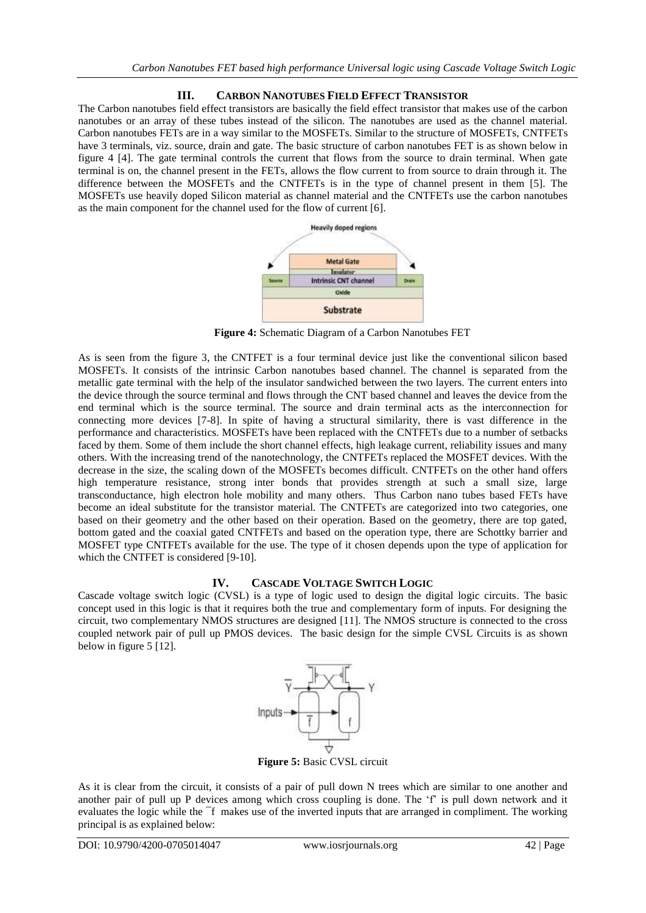## III. CARBON NANOTUBES FIELD EFFECT TRANSISTOR

The Carbon nanotubes field effect transistors are basically the field effect transistor that makes use of the carbon nanotubes or an array of these tubes instead of the silicon. The nanotubes are used as the channel material. Carbon nanotubes FETs are in a way similar to the MOSFETs. Similar to the structure of MOSFETs, CNTFETs have 3 terminals, viz. source, drain and gate. The basic structure of carbon nanotubes FET is as shown below in figure 4 [4]. The gate terminal controls the current that flows from the source to drain terminal. When gate terminal is on, the channel present in the FETs, allows the flow current to from source to drain through it. The difference between the MOSFETs and the CNTFETs is in the type of channel present in them [5]. The MOSFETs use heavily doped Silicon material as channel material and the CNTFETs use the carbon nanotubes as the main component for the channel used for the flow of current [6].

**Figure 4:** Schematic Diagram of a Carbon Nanotubes FET

As is seen from the figure 3, the CNTFET is a four terminal device just like the conventional silicon based MOSFETs. It consists of the intrinsic Carbon nanotubes based channel. The channel is separated from the metallic gate terminal with the help of the insulator sandwiched between the two layers. The current enters into the device through the source terminal and flows through the CNT based channel and leaves the device from the end terminal which is the source terminal. The source and drain terminal acts as the interconnection for connecting more devices [7-8]. In spite of having a structural similarity, there is vast difference in the performance and characteristics. MOSFETs have been replaced with the CNTFETs due to a number of setbacks faced by them. Some of them include the short channel effects, high leakage current, reliability issues and many others. With the increasing trend of the nanotechnology, the CNTFETs replaced the MOSFET devices. With the decrease in the size, the scaling down of the MOSFETs becomes difficult. CNTFETs on the other hand offers high temperature resistance, strong inter bonds that provides strength at such a small size, large transconductance, high electron hole mobility and many others. Thus Carbon nano tubes based FETs have become an ideal substitute for the transistor material. The CNTFETs are categorized into two categories, one based on their geometry and the other based on their operation. Based on the geometry, there are top gated, bottom gated and the coaxial gated CNTFETs and based on the operation type, there are Schottky barrier and MOSFET type CNTFETs available for the use. The type of it chosen depends upon the type of application for which the CNTFET is considered [9-10].

## IV. CASCADE VOLTAGE SWITCH LOGIC

Cascade voltage switch logic (CVSL) is a type of logic used to design the digital logic circuits. The basic concept used in this logic is that it requires both the true and complementary form of inputs. For designing the circuit, two complementary NMOS structures are designed [11]. The NMOS structure is connected to the cross coupled network pair of pull up PMOS devices. The basic design for the simple CVSL Circuits is as shown below in figure 5 [12].

**Figure 5:** Basic CVSL circuit

As it is clear from the circuit, it consists of a pair of pull down N trees which are similar to one another and another pair of pull up P devices among which cross coupling is done. The 'f' is pull down network and it evaluates the logic while the ¯f makes use of the inverted inputs that are arranged in compliment. The working principal is as explained below: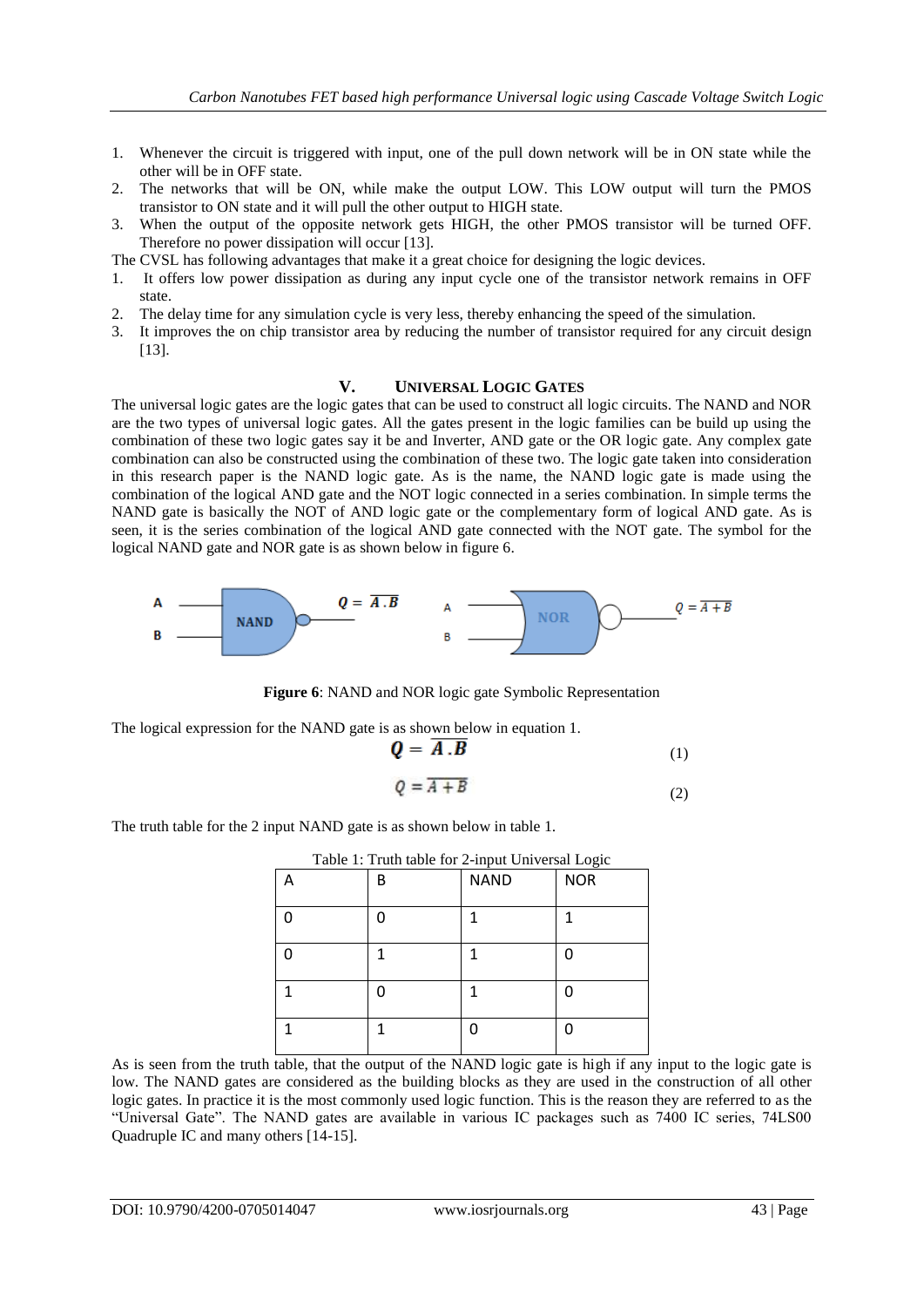1. Whenever the circuit is triggered with input, one of the pull down network will be in ON state while the other will be in OFF state.
2. The networks that will be ON, while make the output LOW. This LOW output will turn the PMOS transistor to ON state and it will pull the other output to HIGH state.
3. When the output of the opposite network gets HIGH, the other PMOS transistor will be turned OFF. Therefore no power dissipation will occur [13].

The CVSL has following advantages that make it a great choice for designing the logic devices.

1. It offers low power dissipation as during any input cycle one of the transistor network remains in OFF state.
2. The delay time for any simulation cycle is very less, thereby enhancing the speed of the simulation.
3. It improves the on chip transistor area by reducing the number of transistor required for any circuit design [13].

## V. UNIVERSAL LOGIC GATES

The universal logic gates are the logic gates that can be used to construct all logic circuits. The NAND and NOR are the two types of universal logic gates. All the gates present in the logic families can be build up using the combination of these two logic gates say it be and Inverter, AND gate or the OR logic gate. Any complex gate combination can also be constructed using the combination of these two. The logic gate taken into consideration in this research paper is the NAND logic gate. As is the name, the NAND logic gate is made using the combination of the logical AND gate and the NOT logic connected in a series combination. In simple terms the NAND gate is basically the NOT of AND logic gate or the complementary form of logical AND gate. As is seen, it is the series combination of the logical AND gate connected with the NOT gate. The symbol for the logical NAND gate and NOR gate is as shown below in figure 6.

**Figure 6**: NAND and NOR logic gate Symbolic Representation

The logical expression for the NAND gate is as shown below in equation 1.

$$Q = \overline{A.B} \tag{1}$$

$$Q = \overline{A+B} \tag{2}$$

The truth table for the 2 input NAND gate is as shown below in table 1.

Table 1: Truth table for 2-input Universal Logic

| A | B | NAND | NOR |
|---|---|---|---|
| 0 | 0 | 1 | 1 |
| 0 | 1 | 1 | 0 |
| 1 | 0 | 1 | 0 |
| 1 | 1 | 0 | 0 |

As is seen from the truth table, that the output of the NAND logic gate is high if any input to the logic gate is low. The NAND gates are considered as the building blocks as they are used in the construction of all other logic gates. In practice it is the most commonly used logic function. This is the reason they are referred to as the "Universal Gate". The NAND gates are available in various IC packages such as 7400 IC series, 74LS00 Quadruple IC and many others [14-15].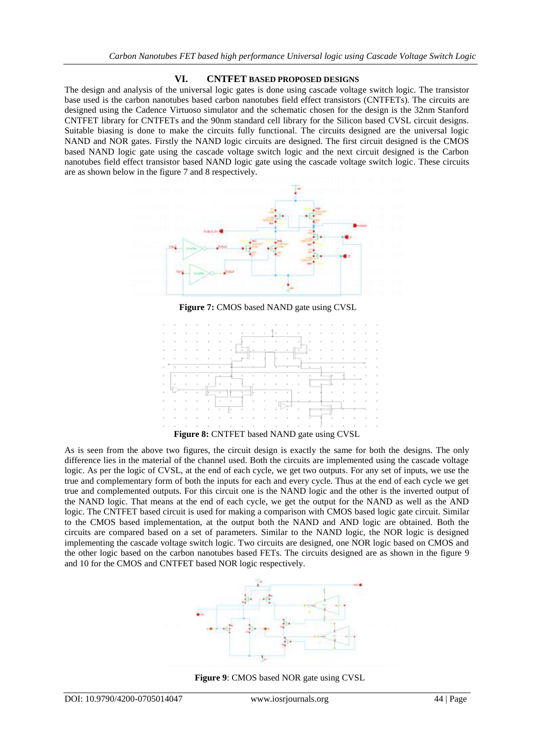## VI. CNTFET BASED PROPOSED DESIGNS

The design and analysis of the universal logic gates is done using cascade voltage switch logic. The transistor base used is the carbon nanotubes based carbon nanotubes field effect transistors (CNTFETs). The circuits are designed using the Cadence Virtuoso simulator and the schematic chosen for the design is the 32nm Stanford CNTFET library for CNTFETs and the 90nm standard cell library for the Silicon based CVSL circuit designs. Suitable biasing is done to make the circuits fully functional. The circuits designed are the universal logic NAND and NOR gates. Firstly the NAND logic circuits are designed. The first circuit designed is the CMOS based NAND logic gate using the cascade voltage switch logic and the next circuit designed is the Carbon nanotubes field effect transistor based NAND logic gate using the cascade voltage switch logic. These circuits are as shown below in the figure 7 and 8 respectively.

**Figure 7:** CMOS based NAND gate using CVSL

**Figure 8:** CNTFET based NAND gate using CVSL

As is seen from the above two figures, the circuit design is exactly the same for both the designs. The only difference lies in the material of the channel used. Both the circuits are implemented using the cascade voltage logic. As per the logic of CVSL, at the end of each cycle, we get two outputs. For any set of inputs, we use the true and complementary form of both the inputs for each and every cycle. Thus at the end of each cycle we get true and complemented outputs. For this circuit one is the NAND logic and the other is the inverted output of the NAND logic. That means at the end of each cycle, we get the output for the NAND as well as the AND logic. The CNTFET based circuit is used for making a comparison with CMOS based logic gate circuit. Similar to the CMOS based implementation, at the output both the NAND and AND logic are obtained. Both the circuits are compared based on a set of parameters. Similar to the NAND logic, the NOR logic is designed implementing the cascade voltage switch logic. Two circuits are designed, one NOR logic based on CMOS and the other logic based on the carbon nanotubes based FETs. The circuits designed are as shown in the figure 9 and 10 for the CMOS and CNTFET based NOR logic respectively.

**Figure 9**: CMOS based NOR gate using CVSL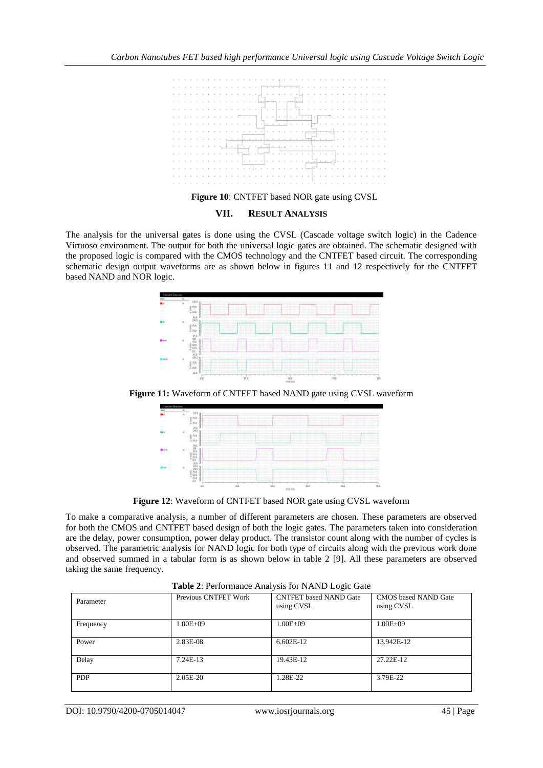**Figure 10**: CNTFET based NOR gate using CVSL

## VII. RESULT ANALYSIS

The analysis for the universal gates is done using the CVSL (Cascade voltage switch logic) in the Cadence Virtuoso environment. The output for both the universal logic gates are obtained. The schematic designed with the proposed logic is compared with the CMOS technology and the CNTFET based circuit. The corresponding schematic design output waveforms are as shown below in figures 11 and 12 respectively for the CNTFET based NAND and NOR logic.

**Figure 11:** Waveform of CNTFET based NAND gate using CVSL waveform

**Figure 12**: Waveform of CNTFET based NOR gate using CVSL waveform

To make a comparative analysis, a number of different parameters are chosen. These parameters are observed for both the CMOS and CNTFET based design of both the logic gates. The parameters taken into consideration are the delay, power consumption, power delay product. The transistor count along with the number of cycles is observed. The parametric analysis for NAND logic for both type of circuits along with the previous work done and observed summed in a tabular form is as shown below in table 2 [9]. All these parameters are observed taking the same frequency.

**Table 2**: Performance Analysis for NAND Logic Gate

| Parameter | Previous CNTFET Work | CNTFET based NAND Gate using CVSL | CMOS based NAND Gate using CVSL |
|---|---|---|---|
| Frequency | 1.00E+09 | 1.00E+09 | 1.00E+09 |
| Power | 2.83E-08 | 6.602E-12 | 13.942E-12 |
| Delay | 7.24E-13 | 19.43E-12 | 27.22E-12 |
| PDP | 2.05E-20 | 1.28E-22 | 3.79E-22 |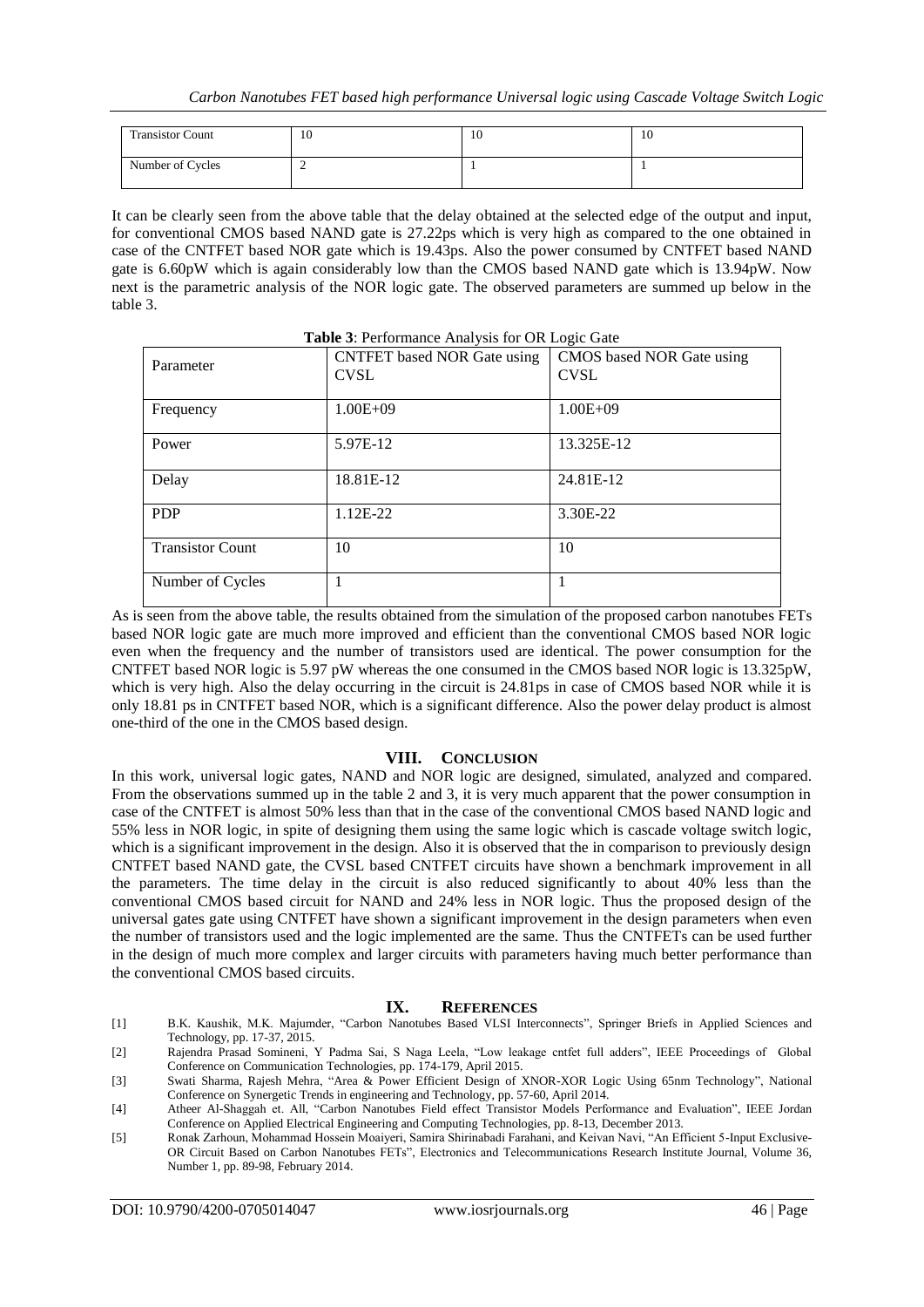| Transistor Count | 10 | 10 | 10 |
|---|---|---|---|
| Number of Cycles | 2 | 1 | 1 |

It can be clearly seen from the above table that the delay obtained at the selected edge of the output and input, for conventional CMOS based NAND gate is 27.22ps which is very high as compared to the one obtained in case of the CNTFET based NOR gate which is 19.43ps. Also the power consumed by CNTFET based NAND gate is 6.60pW which is again considerably low than the CMOS based NAND gate which is 13.94pW. Now next is the parametric analysis of the NOR logic gate. The observed parameters are summed up below in the table 3.

**Table 3**: Performance Analysis for OR Logic Gate

| Parameter | CNTFET based NOR Gate using CVSL | CMOS based NOR Gate using CVSL |
|---|---|---|
| Frequency | 1.00E+09 | 1.00E+09 |
| Power | 5.97E-12 | 13.325E-12 |
| Delay | 18.81E-12 | 24.81E-12 |
| PDP | 1.12E-22 | 3.30E-22 |
| Transistor Count | 10 | 10 |
| Number of Cycles | 1 | 1 |

As is seen from the above table, the results obtained from the simulation of the proposed carbon nanotubes FETs based NOR logic gate are much more improved and efficient than the conventional CMOS based NOR logic even when the frequency and the number of transistors used are identical. The power consumption for the CNTFET based NOR logic is 5.97 pW whereas the one consumed in the CMOS based NOR logic is 13.325pW, which is very high. Also the delay occurring in the circuit is 24.81ps in case of CMOS based NOR while it is only 18.81 ps in CNTFET based NOR, which is a significant difference. Also the power delay product is almost one-third of the one in the CMOS based design.

## VIII. Conclusion

In this work, universal logic gates, NAND and NOR logic are designed, simulated, analyzed and compared. From the observations summed up in the table 2 and 3, it is very much apparent that the power consumption in case of the CNTFET is almost 50% less than that in the case of the conventional CMOS based NAND logic and 55% less in NOR logic, in spite of designing them using the same logic which is cascade voltage switch logic, which is a significant improvement in the design. Also it is observed that the in comparison to previously design CNTFET based NAND gate, the CVSL based CNTFET circuits have shown a benchmark improvement in all the parameters. The time delay in the circuit is also reduced significantly to about 40% less than the conventional CMOS based circuit for NAND and 24% less in NOR logic. Thus the proposed design of the universal gates gate using CNTFET have shown a significant improvement in the design parameters when even the number of transistors used and the logic implemented are the same. Thus the CNTFETs can be used further in the design of much more complex and larger circuits with parameters having much better performance than the conventional CMOS based circuits.

## IX. References

[1] B.K. Kaushik, M.K. Majumder, "Carbon Nanotubes Based VLSI Interconnects", Springer Briefs in Applied Sciences and Technology, pp. 17-37, 2015.

[2] Rajendra Prasad Somineni, Y Padma Sai, S Naga Leela, "Low leakage cntfet full adders", IEEE Proceedings of Global Conference on Communication Technologies, pp. 174-179, April 2015.

[3] Swati Sharma, Rajesh Mehra, "Area & Power Efficient Design of XNOR-XOR Logic Using 65nm Technology", National Conference on Synergetic Trends in engineering and Technology, pp. 57-60, April 2014.

[4] Atheer Al-Shaggah et. All, "Carbon Nanotubes Field effect Transistor Models Performance and Evaluation", IEEE Jordan Conference on Applied Electrical Engineering and Computing Technologies, pp. 8-13, December 2013.

[5] Ronak Zarhoun, Mohammad Hossein Moaiyeri, Samira Shirinabadi Farahani, and Keivan Navi, "An Efficient 5-Input Exclusive-OR Circuit Based on Carbon Nanotubes FETs", Electronics and Telecommunications Research Institute Journal, Volume 36, Number 1, pp. 89-98, February 2014.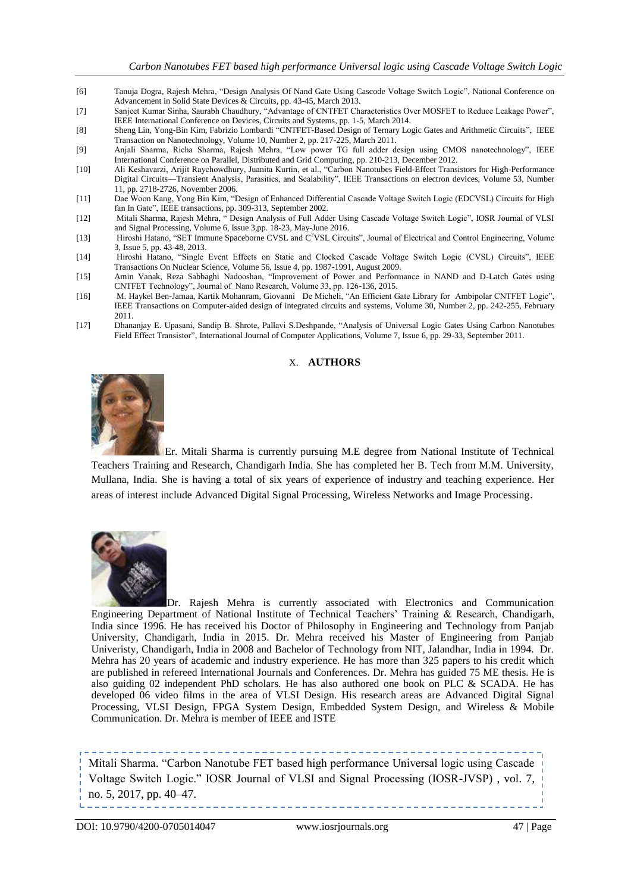[6] Tanuja Dogra, Rajesh Mehra, "Design Analysis Of Nand Gate Using Cascode Voltage Switch Logic", National Conference on Advancement in Solid State Devices & Circuits, pp. 43-45, March 2013.

[7] Sanjeet Kumar Sinha, Saurabh Chaudhury, "Advantage of CNTFET Characteristics Over MOSFET to Reduce Leakage Power", IEEE International Conference on Devices, Circuits and Systems, pp. 1-5, March 2014.

[8] Sheng Lin, Yong-Bin Kim, Fabrizio Lombardi "CNTFET-Based Design of Ternary Logic Gates and Arithmetic Circuits", IEEE Transaction on Nanotechnology, Volume 10, Number 2, pp. 217-225, March 2011.

[9] Anjali Sharma, Richa Sharma, Rajesh Mehra, "Low power TG full adder design using CMOS nanotechnology", IEEE International Conference on Parallel, Distributed and Grid Computing, pp. 210-213, December 2012.

[10] Ali Keshavarzi, Arijit Raychowdhury, Juanita Kurtin, et al., "Carbon Nanotubes Field-Effect Transistors for High-Performance Digital Circuits—Transient Analysis, Parasitics, and Scalability", IEEE Transactions on electron devices, Volume 53, Number 11, pp. 2718-2726, November 2006.

[11] Dae Woon Kang, Yong Bin Kim, "Design of Enhanced Differential Cascade Voltage Switch Logic (EDCVSL) Circuits for High fan In Gate", IEEE transactions, pp. 309-313, September 2002.

[12] Mitali Sharma, Rajesh Mehra, " Design Analysis of Full Adder Using Cascade Voltage Switch Logic", IOSR Journal of VLSI and Signal Processing, Volume 6, Issue 3,pp. 18-23, May-June 2016.

[13] Hiroshi Hatano, "SET Immune Spaceborne CVSL and $C^2$VSL Circuits", Journal of Electrical and Control Engineering, Volume 3, Issue 5, pp. 43-48, 2013.

[14] Hiroshi Hatano, "Single Event Effects on Static and Clocked Cascade Voltage Switch Logic (CVSL) Circuits", IEEE Transactions On Nuclear Science, Volume 56, Issue 4, pp. 1987-1991, August 2009.

[15] Amin Vanak, Reza Sabbaghi Nadooshan, "Improvement of Power and Performance in NAND and D-Latch Gates using CNTFET Technology", Journal of Nano Research, Volume 33, pp. 126-136, 2015.

[16] M. Haykel Ben-Jamaa, Kartik Mohanram, Giovanni De Micheli, "An Efficient Gate Library for Ambipolar CNTFET Logic", IEEE Transactions on Computer-aided design of integrated circuits and systems, Volume 30, Number 2, pp. 242-255, February 2011.

[17] Dhananjay E. Upasani, Sandip B. Shrote, Pallavi S.Deshpande, "Analysis of Universal Logic Gates Using Carbon Nanotubes Field Effect Transistor", International Journal of Computer Applications, Volume 7, Issue 6, pp. 29-33, September 2011.

## X. AUTHORS

Er. Mitali Sharma is currently pursuing M.E degree from National Institute of Technical Teachers Training and Research, Chandigarh India. She has completed her B. Tech from M.M. University, Mullana, India. She is having a total of six years of experience of industry and teaching experience. Her areas of interest include Advanced Digital Signal Processing, Wireless Networks and Image Processing.

Dr. Rajesh Mehra is currently associated with Electronics and Communication Engineering Department of National Institute of Technical Teachers' Training & Research, Chandigarh, India since 1996. He has received his Doctor of Philosophy in Engineering and Technology from Panjab University, Chandigarh, India in 2015. Dr. Mehra received his Master of Engineering from Panjab Univeristy, Chandigarh, India in 2008 and Bachelor of Technology from NIT, Jalandhar, India in 1994. Dr. Mehra has 20 years of academic and industry experience. He has more than 325 papers to his credit which are published in refereed International Journals and Conferences. Dr. Mehra has guided 75 ME thesis. He is also guiding 02 independent PhD scholars. He has also authored one book on PLC & SCADA. He has developed 06 video films in the area of VLSI Design. His research areas are Advanced Digital Signal Processing, VLSI Design, FPGA System Design, Embedded System Design, and Wireless & Mobile Communication. Dr. Mehra is member of IEEE and ISTE

Mitali Sharma. "Carbon Nanotube FET based high performance Universal logic using Cascade Voltage Switch Logic." IOSR Journal of VLSI and Signal Processing (IOSR-JVSP) , vol. 7, no. 5, 2017, pp. 40–47.